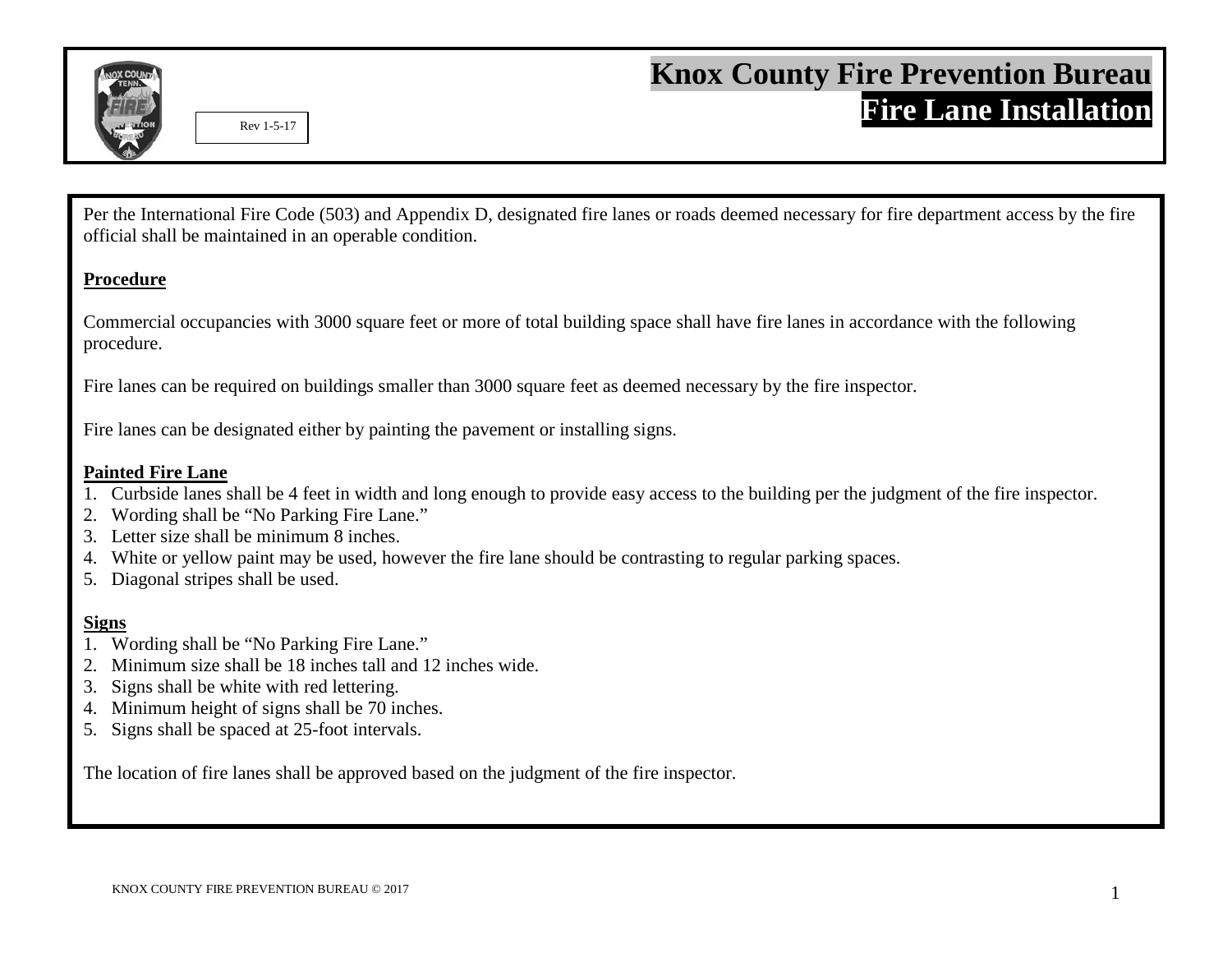# Knox County Fire Prevention Bureau

## Fire Lane Installation

Rev 1-5-17

Per the International Fire Code (503) and Appendix D, designated fire lanes or roads deemed necessary for fire department access by the fire official shall be maintained in an operable condition.

**Procedure**

Commercial occupancies with 3000 square feet or more of total building space shall have fire lanes in accordance with the following procedure.

Fire lanes can be required on buildings smaller than 3000 square feet as deemed necessary by the fire inspector.

Fire lanes can be designated either by painting the pavement or installing signs.

**Painted Fire Lane**

1. Curbside lanes shall be 4 feet in width and long enough to provide easy access to the building per the judgment of the fire inspector.
2. Wording shall be "No Parking Fire Lane."
3. Letter size shall be minimum 8 inches.
4. White or yellow paint may be used, however the fire lane should be contrasting to regular parking spaces.
5. Diagonal stripes shall be used.

**Signs**

1. Wording shall be "No Parking Fire Lane."
2. Minimum size shall be 18 inches tall and 12 inches wide.
3. Signs shall be white with red lettering.
4. Minimum height of signs shall be 70 inches.
5. Signs shall be spaced at 25-foot intervals.

The location of fire lanes shall be approved based on the judgment of the fire inspector.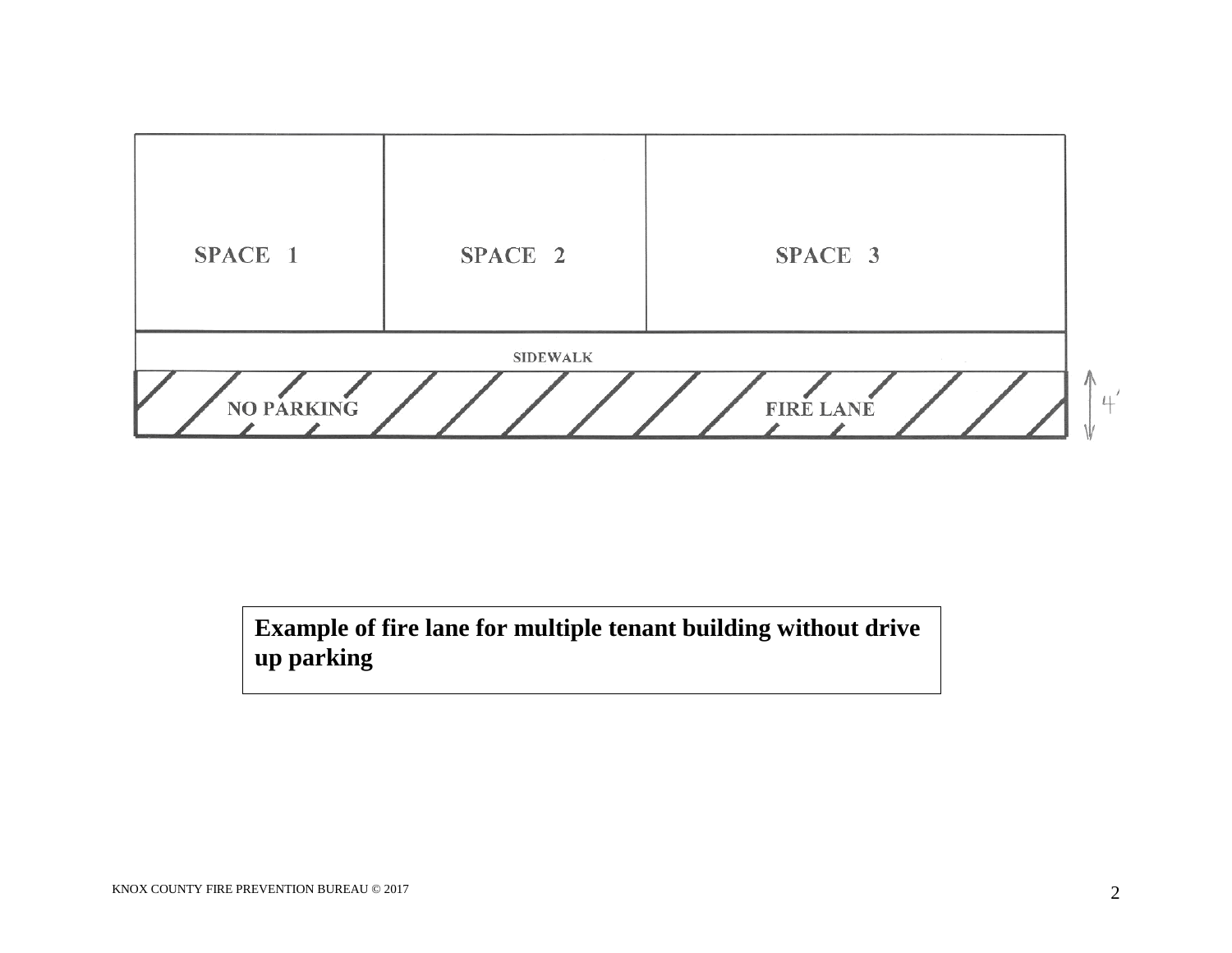SPACE 1

SPACE 2

SPACE 3

SIDEWALK

NO PARKING

FIRE LANE

4'

**Example of fire lane for multiple tenant building without drive up parking**

KNOX COUNTY FIRE PREVENTION BUREAU © 2017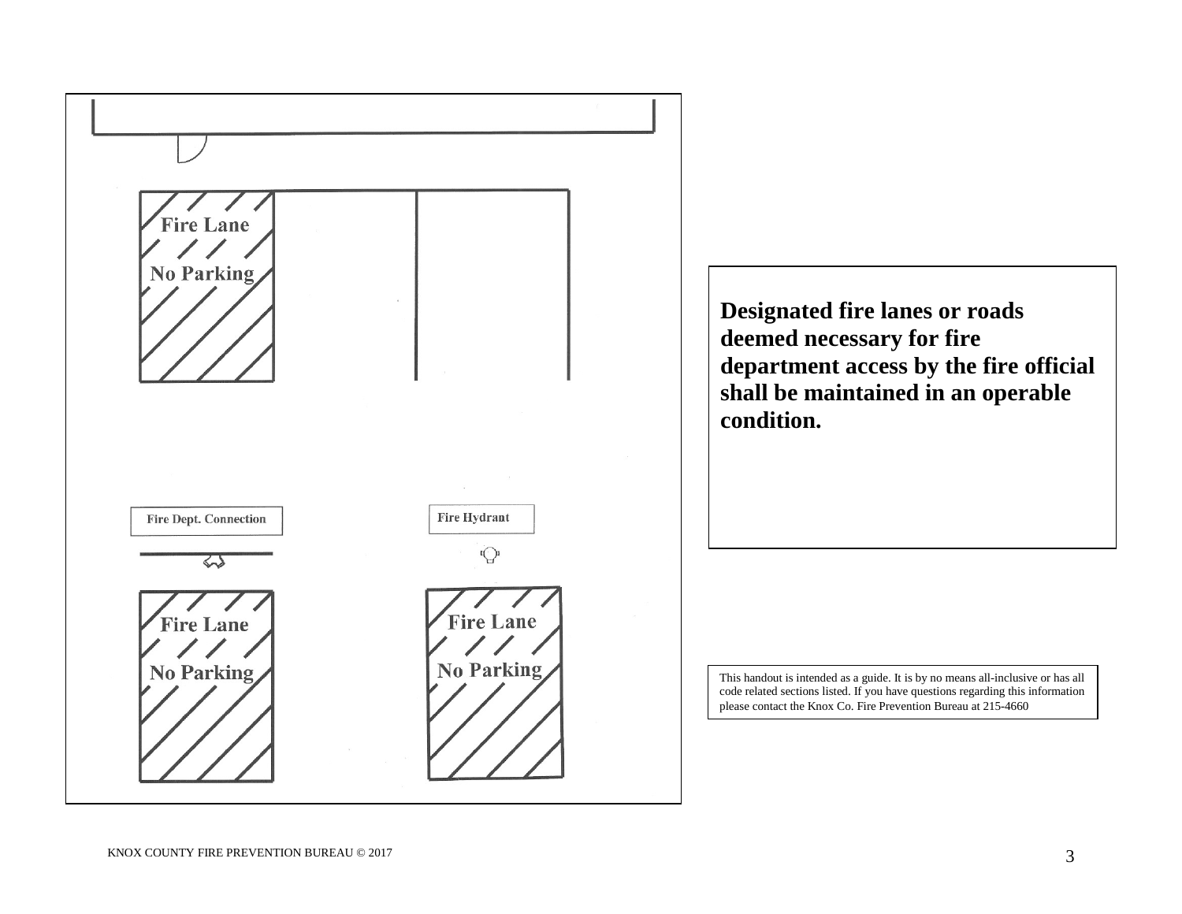Fire Lane

No Parking

Fire Dept. Connection

Fire Hydrant

Fire Lane

No Parking

Fire Lane

No Parking

**Designated fire lanes or roads deemed necessary for fire department access by the fire official shall be maintained in an operable condition.**

This handout is intended as a guide. It is by no means all-inclusive or has all code related sections listed. If you have questions regarding this information please contact the Knox Co. Fire Prevention Bureau at 215-4660

KNOX COUNTY FIRE PREVENTION BUREAU © 2017